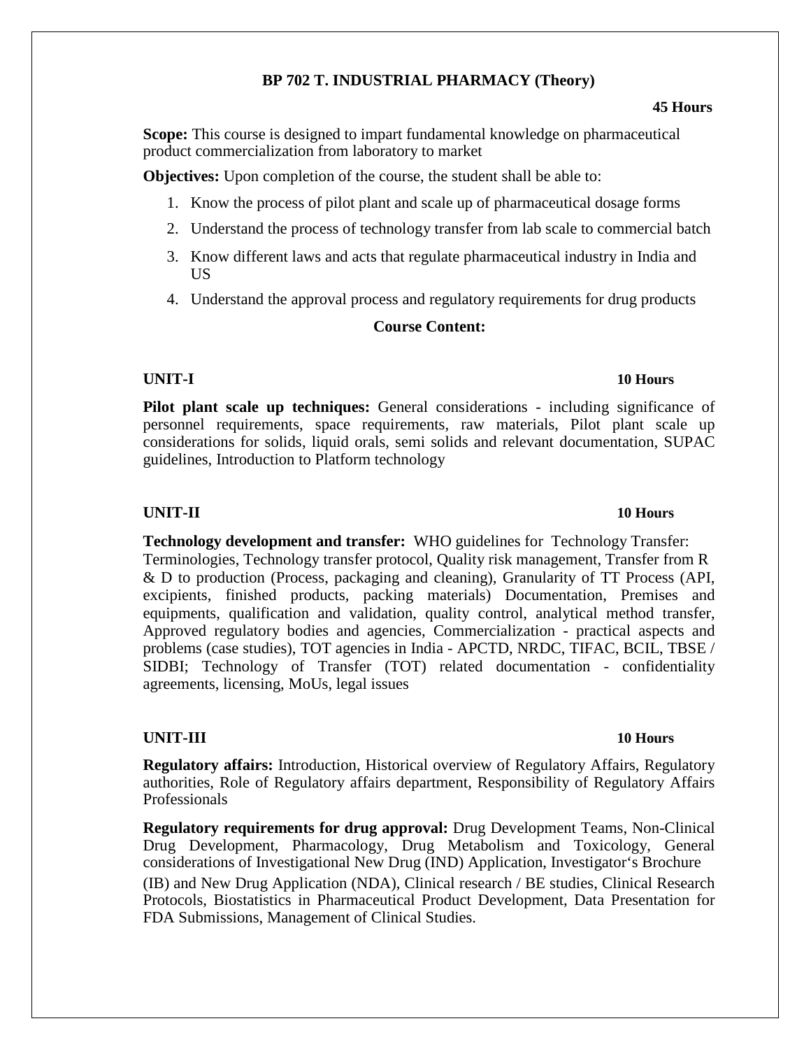# BP 702 T. INDUSTRIAL PHARMACY (Theory)

**45 Hours**

**Scope:** This course is designed to impart fundamental knowledge on pharmaceutical product commercialization from laboratory to market

**Objectives:** Upon completion of the course, the student shall be able to:

1. Know the process of pilot plant and scale up of pharmaceutical dosage forms
2. Understand the process of technology transfer from lab scale to commercial batch
3. Know different laws and acts that regulate pharmaceutical industry in India and US
4. Understand the approval process and regulatory requirements for drug products

## Course Content:

### UNIT-I — 10 Hours

**Pilot plant scale up techniques:** General considerations - including significance of personnel requirements, space requirements, raw materials, Pilot plant scale up considerations for solids, liquid orals, semi solids and relevant documentation, SUPAC guidelines, Introduction to Platform technology

### UNIT-II — 10 Hours

**Technology development and transfer:** WHO guidelines for Technology Transfer: Terminologies, Technology transfer protocol, Quality risk management, Transfer from R & D to production (Process, packaging and cleaning), Granularity of TT Process (API, excipients, finished products, packing materials) Documentation, Premises and equipments, qualification and validation, quality control, analytical method transfer, Approved regulatory bodies and agencies, Commercialization - practical aspects and problems (case studies), TOT agencies in India - APCTD, NRDC, TIFAC, BCIL, TBSE / SIDBI; Technology of Transfer (TOT) related documentation - confidentiality agreements, licensing, MoUs, legal issues

### UNIT-III — 10 Hours

**Regulatory affairs:** Introduction, Historical overview of Regulatory Affairs, Regulatory authorities, Role of Regulatory affairs department, Responsibility of Regulatory Affairs Professionals

**Regulatory requirements for drug approval:** Drug Development Teams, Non-Clinical Drug Development, Pharmacology, Drug Metabolism and Toxicology, General considerations of Investigational New Drug (IND) Application, Investigator's Brochure (IB) and New Drug Application (NDA), Clinical research / BE studies, Clinical Research Protocols, Biostatistics in Pharmaceutical Product Development, Data Presentation for FDA Submissions, Management of Clinical Studies.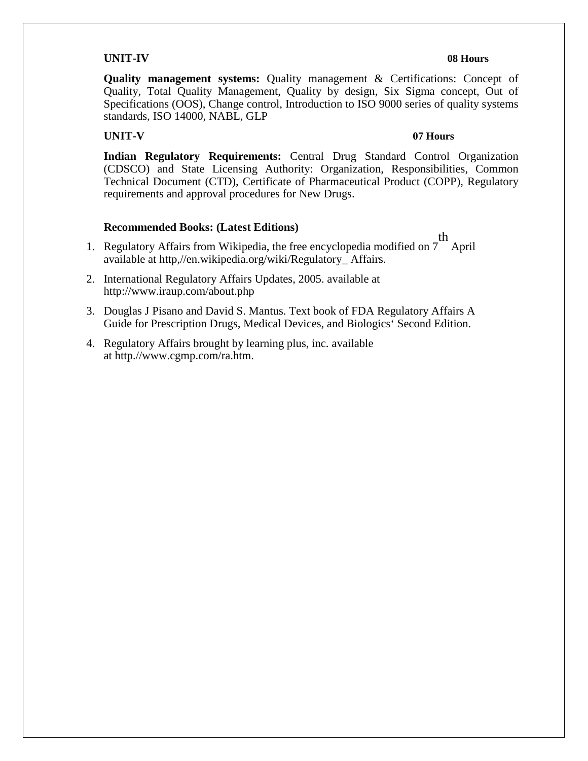**UNIT-IV** **08 Hours**

**Quality management systems:** Quality management & Certifications: Concept of Quality, Total Quality Management, Quality by design, Six Sigma concept, Out of Specifications (OOS), Change control, Introduction to ISO 9000 series of quality systems standards, ISO 14000, NABL, GLP

**UNIT-V** **07 Hours**

**Indian Regulatory Requirements:** Central Drug Standard Control Organization (CDSCO) and State Licensing Authority: Organization, Responsibilities, Common Technical Document (CTD), Certificate of Pharmaceutical Product (COPP), Regulatory requirements and approval procedures for New Drugs.

**Recommended Books: (Latest Editions)**

1. Regulatory Affairs from Wikipedia, the free encyclopedia modified on 7th April available at http,//en.wikipedia.org/wiki/Regulatory_ Affairs.
2. International Regulatory Affairs Updates, 2005. available at http://www.iraup.com/about.php
3. Douglas J Pisano and David S. Mantus. Text book of FDA Regulatory Affairs A Guide for Prescription Drugs, Medical Devices, and Biologics' Second Edition.
4. Regulatory Affairs brought by learning plus, inc. available at http.//www.cgmp.com/ra.htm.